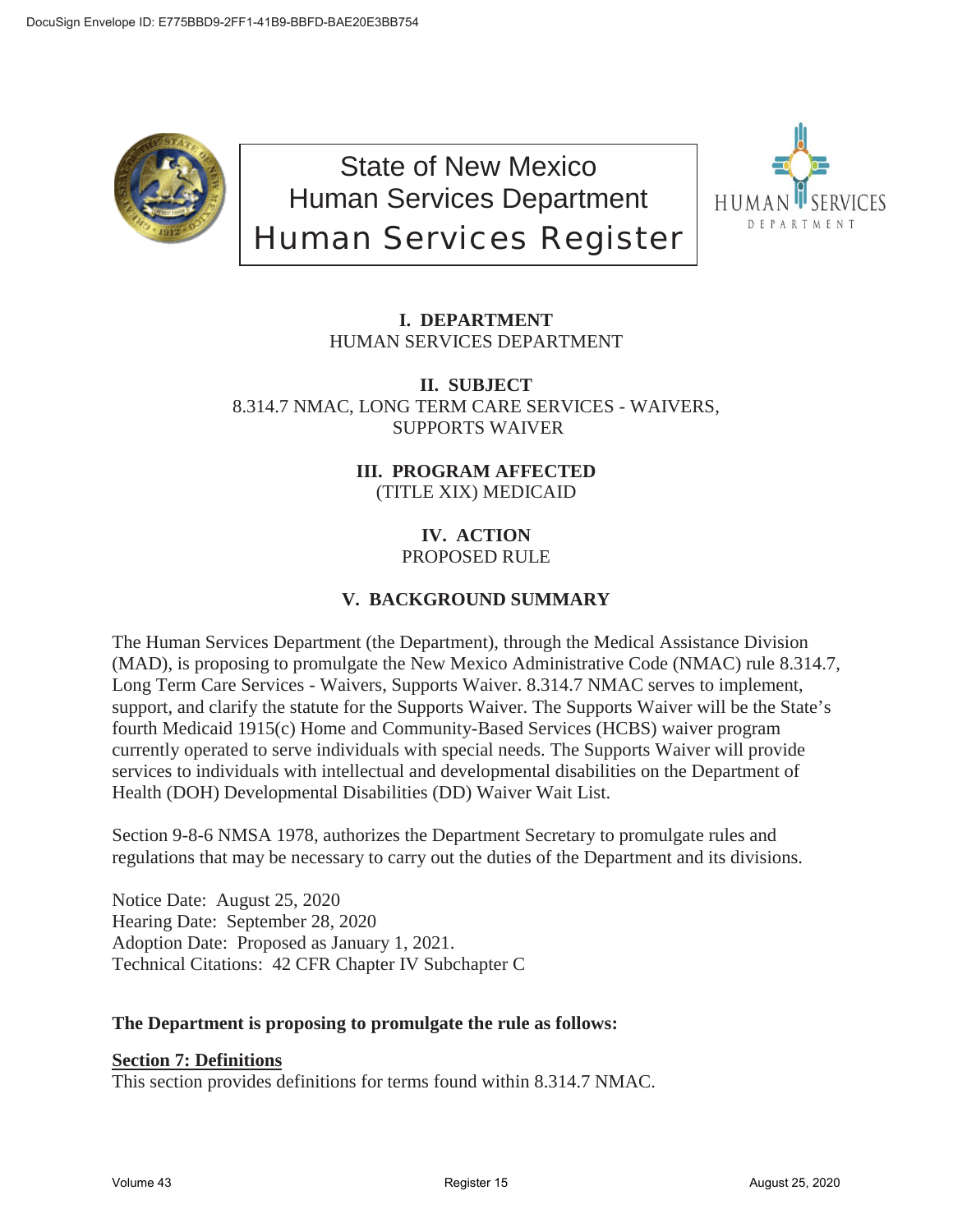# State of New Mexico
## Human Services Department
## Human Services Register

### I. DEPARTMENT
HUMAN SERVICES DEPARTMENT

### II. SUBJECT
8.314.7 NMAC, LONG TERM CARE SERVICES - WAIVERS, SUPPORTS WAIVER

### III. PROGRAM AFFECTED
(TITLE XIX) MEDICAID

### IV. ACTION
PROPOSED RULE

### V. BACKGROUND SUMMARY

The Human Services Department (the Department), through the Medical Assistance Division (MAD), is proposing to promulgate the New Mexico Administrative Code (NMAC) rule 8.314.7, Long Term Care Services - Waivers, Supports Waiver. 8.314.7 NMAC serves to implement, support, and clarify the statute for the Supports Waiver. The Supports Waiver will be the State's fourth Medicaid 1915(c) Home and Community-Based Services (HCBS) waiver program currently operated to serve individuals with special needs. The Supports Waiver will provide services to individuals with intellectual and developmental disabilities on the Department of Health (DOH) Developmental Disabilities (DD) Waiver Wait List.

Section 9-8-6 NMSA 1978, authorizes the Department Secretary to promulgate rules and regulations that may be necessary to carry out the duties of the Department and its divisions.

Notice Date: August 25, 2020
Hearing Date: September 28, 2020
Adoption Date: Proposed as January 1, 2021.
Technical Citations: 42 CFR Chapter IV Subchapter C

**The Department is proposing to promulgate the rule as follows:**

**Section 7: Definitions**
This section provides definitions for terms found within 8.314.7 NMAC.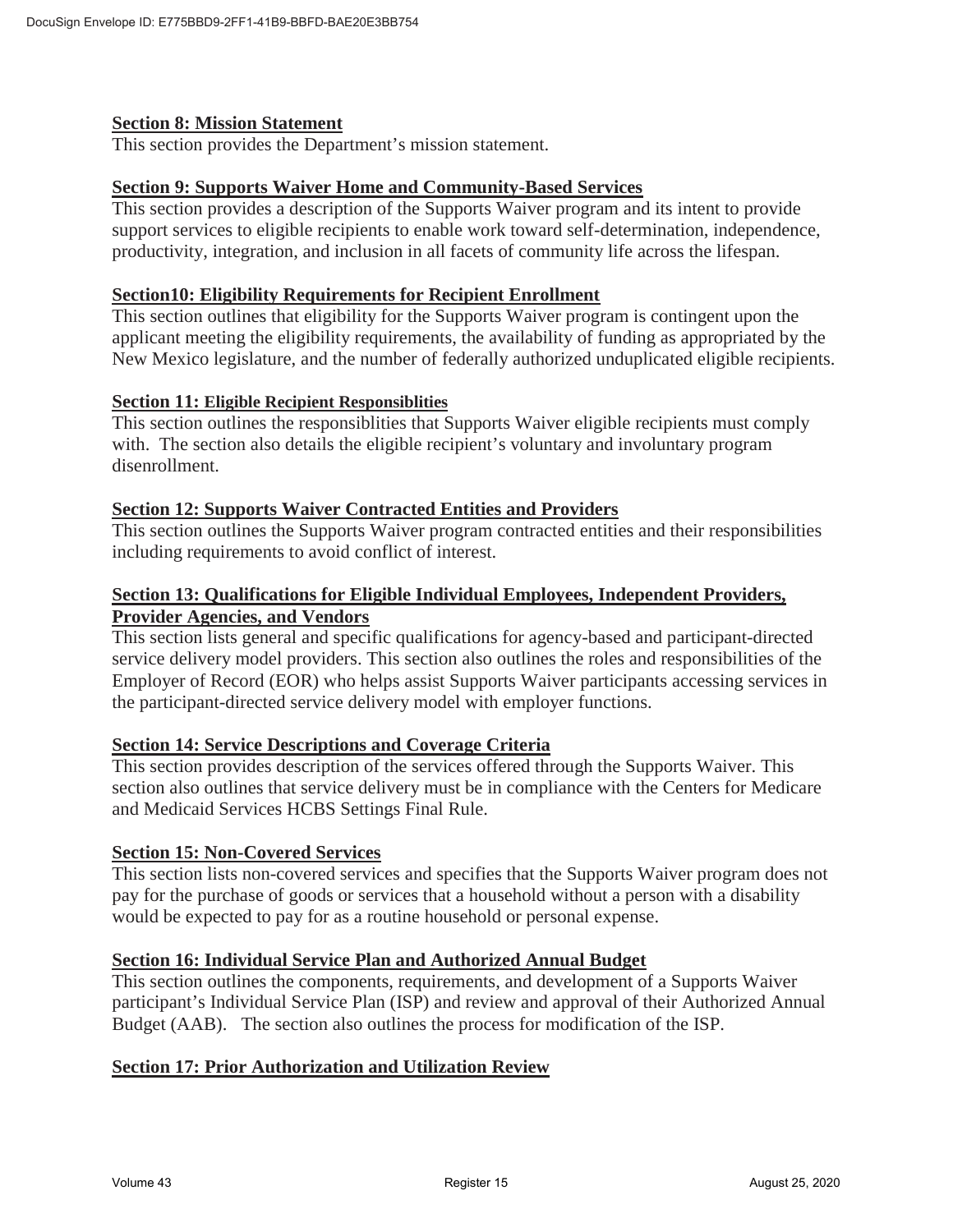**Section 8: Mission Statement**
This section provides the Department's mission statement.

**Section 9: Supports Waiver Home and Community-Based Services**
This section provides a description of the Supports Waiver program and its intent to provide support services to eligible recipients to enable work toward self-determination, independence, productivity, integration, and inclusion in all facets of community life across the lifespan.

**Section10: Eligibility Requirements for Recipient Enrollment**
This section outlines that eligibility for the Supports Waiver program is contingent upon the applicant meeting the eligibility requirements, the availability of funding as appropriated by the New Mexico legislature, and the number of federally authorized unduplicated eligible recipients.

**Section 11: Eligible Recipient Responsiblities**
This section outlines the responsiblities that Supports Waiver eligible recipients must comply with. The section also details the eligible recipient's voluntary and involuntary program disenrollment.

**Section 12: Supports Waiver Contracted Entities and Providers**
This section outlines the Supports Waiver program contracted entities and their responsibilities including requirements to avoid conflict of interest.

**Section 13: Qualifications for Eligible Individual Employees, Independent Providers, Provider Agencies, and Vendors**
This section lists general and specific qualifications for agency-based and participant-directed service delivery model providers. This section also outlines the roles and responsibilities of the Employer of Record (EOR) who helps assist Supports Waiver participants accessing services in the participant-directed service delivery model with employer functions.

**Section 14: Service Descriptions and Coverage Criteria**
This section provides description of the services offered through the Supports Waiver. This section also outlines that service delivery must be in compliance with the Centers for Medicare and Medicaid Services HCBS Settings Final Rule.

**Section 15: Non-Covered Services**
This section lists non-covered services and specifies that the Supports Waiver program does not pay for the purchase of goods or services that a household without a person with a disability would be expected to pay for as a routine household or personal expense.

**Section 16: Individual Service Plan and Authorized Annual Budget**
This section outlines the components, requirements, and development of a Supports Waiver participant's Individual Service Plan (ISP) and review and approval of their Authorized Annual Budget (AAB). The section also outlines the process for modification of the ISP.

**Section 17: Prior Authorization and Utilization Review**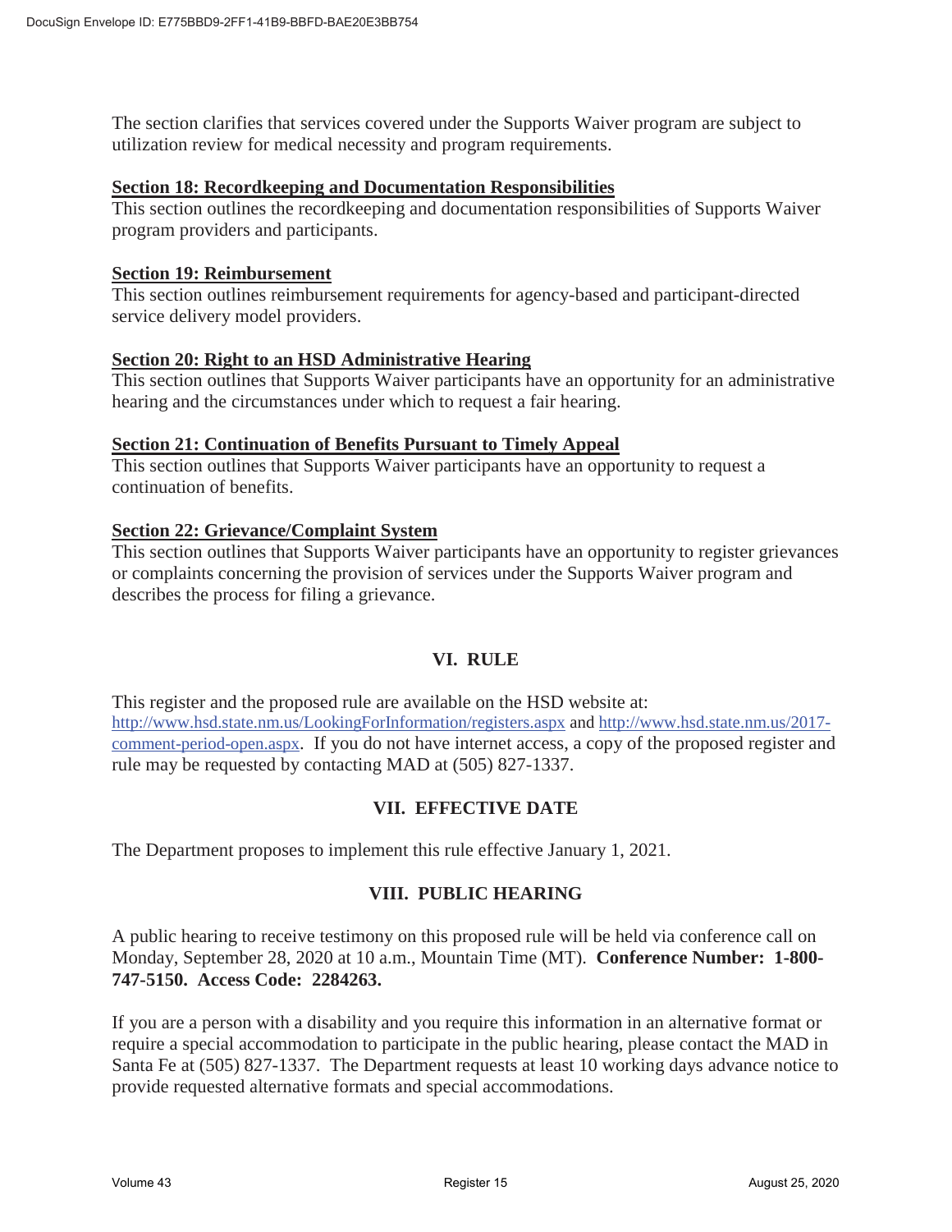The section clarifies that services covered under the Supports Waiver program are subject to utilization review for medical necessity and program requirements.

**Section 18: Recordkeeping and Documentation Responsibilities**
This section outlines the recordkeeping and documentation responsibilities of Supports Waiver program providers and participants.

**Section 19: Reimbursement**
This section outlines reimbursement requirements for agency-based and participant-directed service delivery model providers.

**Section 20: Right to an HSD Administrative Hearing**
This section outlines that Supports Waiver participants have an opportunity for an administrative hearing and the circumstances under which to request a fair hearing.

**Section 21: Continuation of Benefits Pursuant to Timely Appeal**
This section outlines that Supports Waiver participants have an opportunity to request a continuation of benefits.

**Section 22: Grievance/Complaint System**
This section outlines that Supports Waiver participants have an opportunity to register grievances or complaints concerning the provision of services under the Supports Waiver program and describes the process for filing a grievance.

## VI. RULE

This register and the proposed rule are available on the HSD website at: http://www.hsd.state.nm.us/LookingForInformation/registers.aspx and http://www.hsd.state.nm.us/2017-comment-period-open.aspx. If you do not have internet access, a copy of the proposed register and rule may be requested by contacting MAD at (505) 827-1337.

## VII. EFFECTIVE DATE

The Department proposes to implement this rule effective January 1, 2021.

## VIII. PUBLIC HEARING

A public hearing to receive testimony on this proposed rule will be held via conference call on Monday, September 28, 2020 at 10 a.m., Mountain Time (MT). **Conference Number: 1-800-747-5150. Access Code: 2284263.**

If you are a person with a disability and you require this information in an alternative format or require a special accommodation to participate in the public hearing, please contact the MAD in Santa Fe at (505) 827-1337. The Department requests at least 10 working days advance notice to provide requested alternative formats and special accommodations.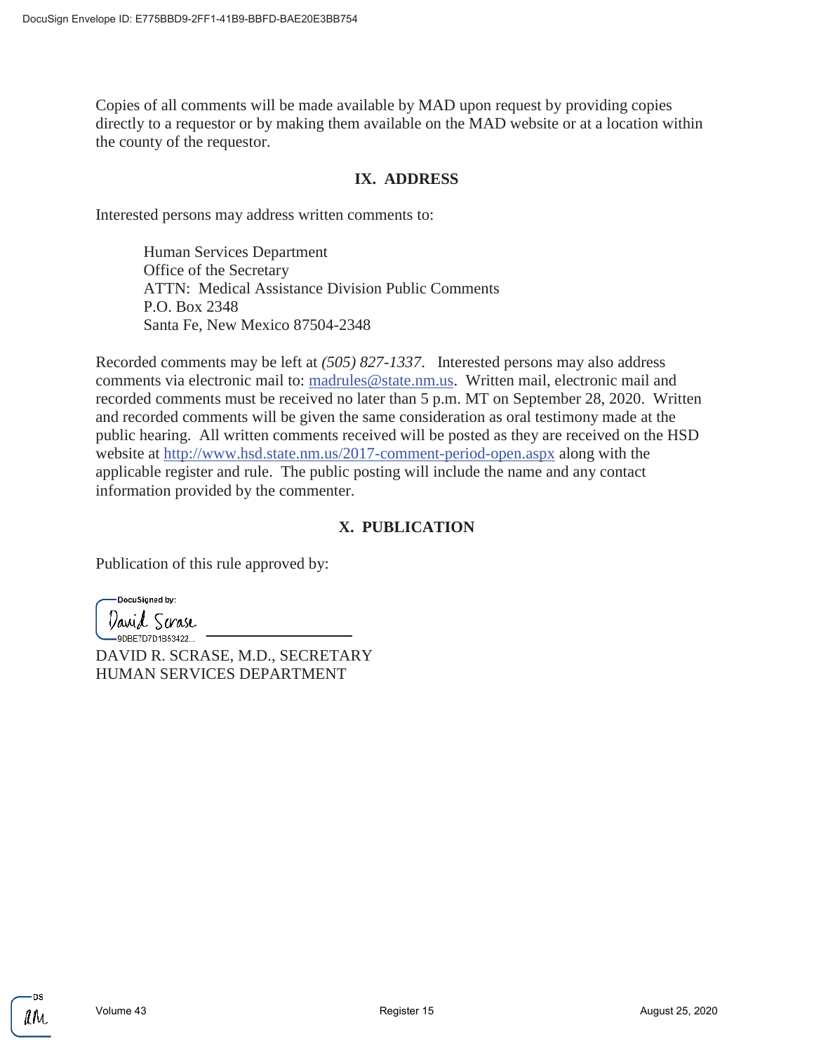Copies of all comments will be made available by MAD upon request by providing copies directly to a requestor or by making them available on the MAD website or at a location within the county of the requestor.

## IX. ADDRESS

Interested persons may address written comments to:

> Human Services Department
> Office of the Secretary
> ATTN: Medical Assistance Division Public Comments
> P.O. Box 2348
> Santa Fe, New Mexico 87504-2348

Recorded comments may be left at *(505) 827-1337*. Interested persons may also address comments via electronic mail to: madrules@state.nm.us. Written mail, electronic mail and recorded comments must be received no later than 5 p.m. MT on September 28, 2020. Written and recorded comments will be given the same consideration as oral testimony made at the public hearing. All written comments received will be posted as they are received on the HSD website at http://www.hsd.state.nm.us/2017-comment-period-open.aspx along with the applicable register and rule. The public posting will include the name and any contact information provided by the commenter.

## X. PUBLICATION

Publication of this rule approved by:

DocuSigned by:
David Scrase
9DBE7D7D1B53422...

DAVID R. SCRASE, M.D., SECRETARY
HUMAN SERVICES DEPARTMENT